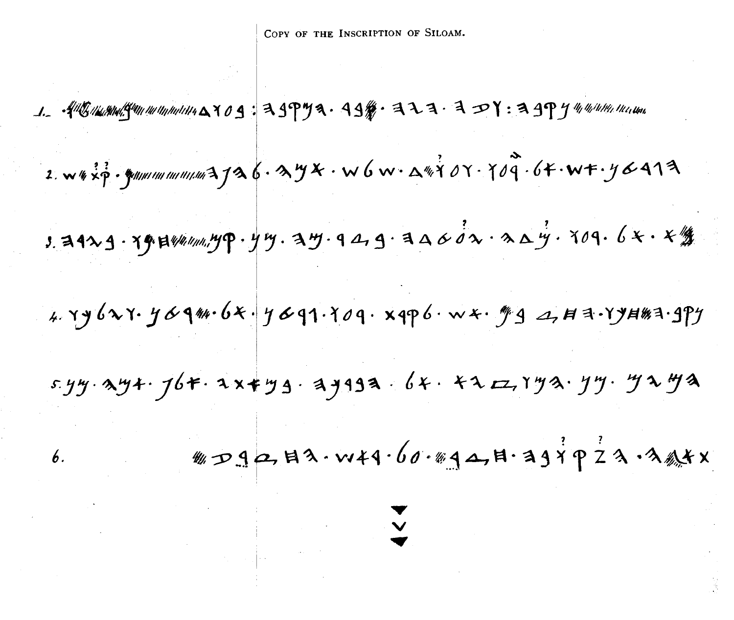# Copy of the Inscription of Siloam.

1.

2.

3.

4.

5.

6.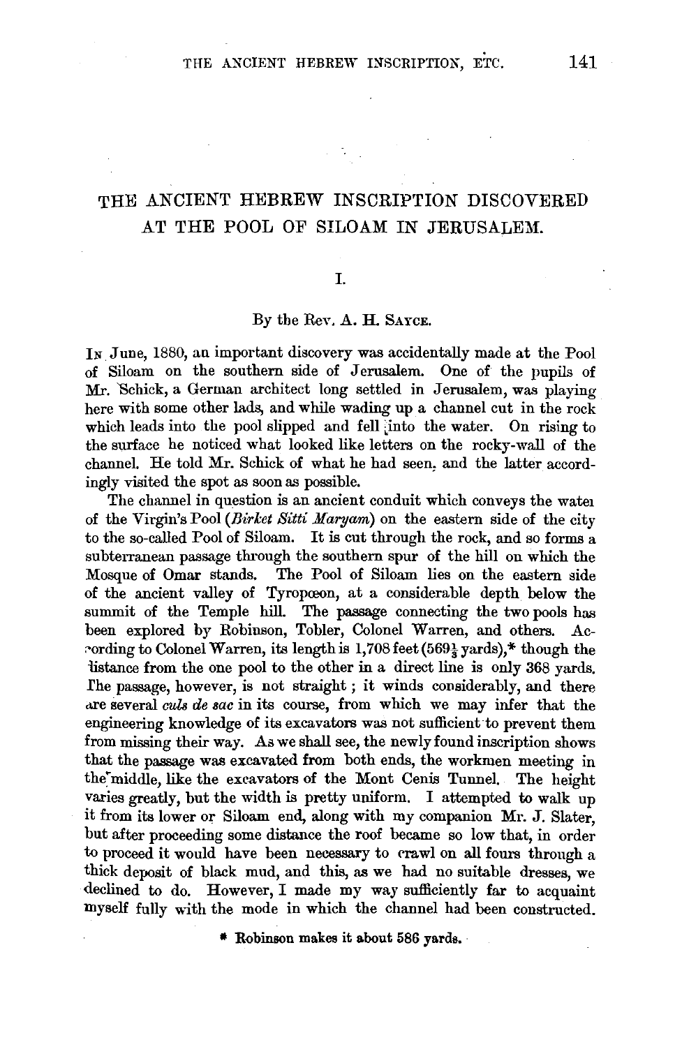# THE ANCIENT HEBREW INSCRIPTION DISCOVERED AT THE POOL OF SILOAM IN JERUSALEM.

## I.

By the Rev. A. H. SAYCE.

IN June, 1880, an important discovery was accidentally made at the Pool of Siloam on the southern side of Jerusalem. One of the pupils of Mr. Schick, a German architect long settled in Jerusalem, was playing here with some other lads, and while wading up a channel cut in the rock which leads into the pool slipped and fell into the water. On rising to the surface he noticed what looked like letters on the rocky-wall of the channel. He told Mr. Schick of what he had seen, and the latter accordingly visited the spot as soon as possible.

The channel in question is an ancient conduit which conveys the water of the Virgin's Pool (*Birket Sitti Maryam*) on the eastern side of the city to the so-called Pool of Siloam. It is cut through the rock, and so forms a subterranean passage through the southern spur of the hill on which the Mosque of Omar stands. The Pool of Siloam lies on the eastern side of the ancient valley of Tyropœon, at a considerable depth below the summit of the Temple hill. The passage connecting the two pools has been explored by Robinson, Tobler, Colonel Warren, and others. According to Colonel Warren, its length is 1,708 feet ($569\frac{1}{3}$ yards),* though the distance from the one pool to the other in a direct line is only 368 yards. The passage, however, is not straight; it winds considerably, and there are several *culs de sac* in its course, from which we may infer that the engineering knowledge of its excavators was not sufficient to prevent them from missing their way. As we shall see, the newly found inscription shows that the passage was excavated from both ends, the workmen meeting in the middle, like the excavators of the Mont Cenis Tunnel. The height varies greatly, but the width is pretty uniform. I attempted to walk up it from its lower or Siloam end, along with my companion Mr. J. Slater, but after proceeding some distance the roof became so low that, in order to proceed it would have been necessary to crawl on all fours through a thick deposit of black mud, and this, as we had no suitable dresses, we declined to do. However, I made my way sufficiently far to acquaint myself fully with the mode in which the channel had been constructed.

\* Robinson makes it about 586 yards.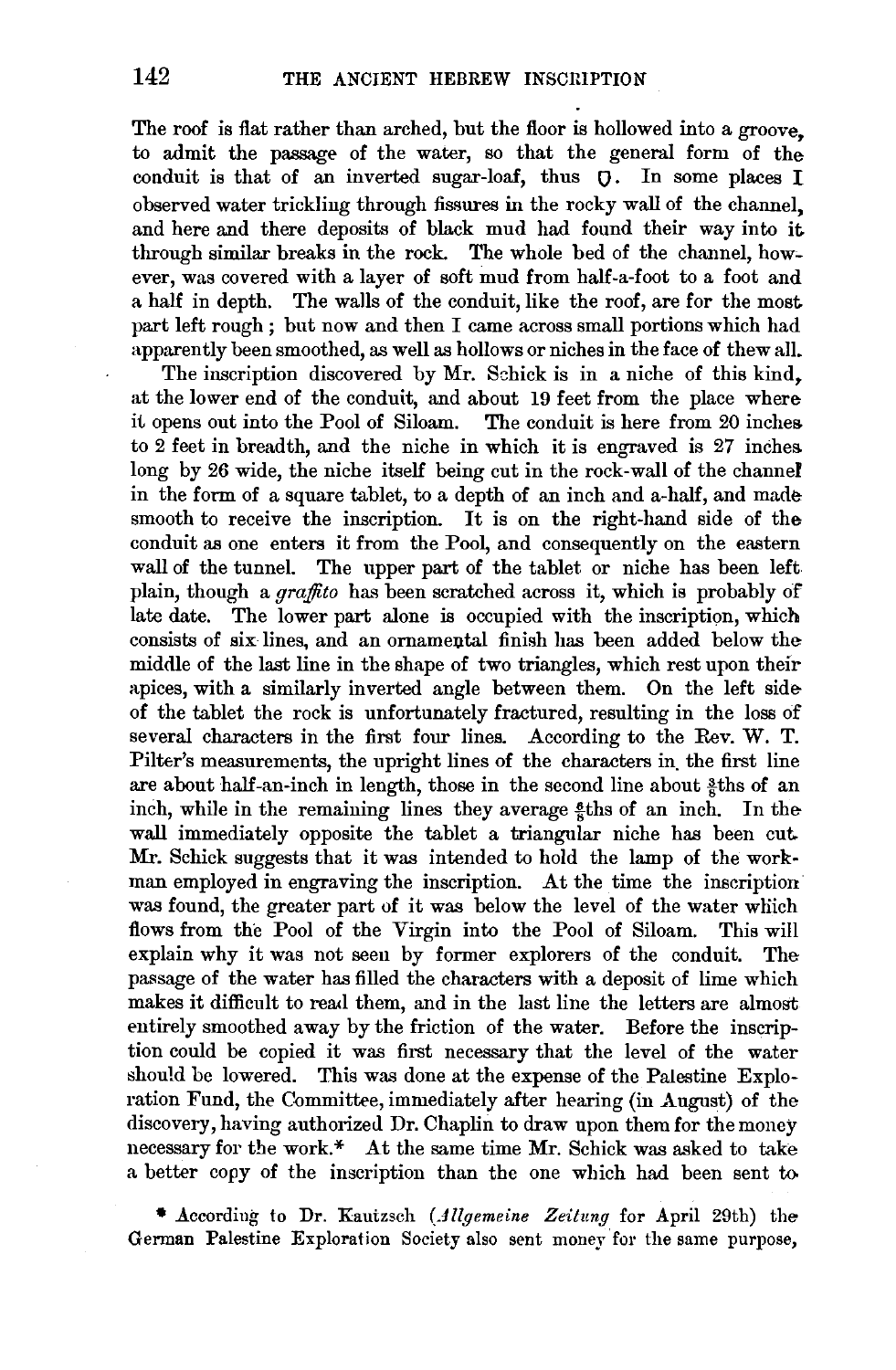The roof is flat rather than arched, but the floor is hollowed into a groove, to admit the passage of the water, so that the general form of the conduit is that of an inverted sugar-loaf, thus ▽. In some places I observed water trickling through fissures in the rocky wall of the channel, and here and there deposits of black mud had found their way into it through similar breaks in the rock. The whole bed of the channel, however, was covered with a layer of soft mud from half-a-foot to a foot and a half in depth. The walls of the conduit, like the roof, are for the most part left rough; but now and then I came across small portions which had apparently been smoothed, as well as hollows or niches in the face of thew all.

The inscription discovered by Mr. Schick is in a niche of this kind, at the lower end of the conduit, and about 19 feet from the place where it opens out into the Pool of Siloam. The conduit is here from 20 inches to 2 feet in breadth, and the niche in which it is engraved is 27 inches long by 26 wide, the niche itself being cut in the rock-wall of the channel in the form of a square tablet, to a depth of an inch and a-half, and made smooth to receive the inscription. It is on the right-hand side of the conduit as one enters it from the Pool, and consequently on the eastern wall of the tunnel. The upper part of the tablet or niche has been left plain, though a *graffito* has been scratched across it, which is probably of late date. The lower part alone is occupied with the inscription, which consists of six lines, and an ornamental finish has been added below the middle of the last line in the shape of two triangles, which rest upon their apices, with a similarly inverted angle between them. On the left side of the tablet the rock is unfortunately fractured, resulting in the loss of several characters in the first four lines. According to the Rev. W. T. Pilter's measurements, the upright lines of the characters in the first line are about half-an-inch in length, those in the second line about $\frac{3}{8}$ths of an inch, while in the remaining lines they average $\frac{2}{8}$ths of an inch. In the wall immediately opposite the tablet a triangular niche has been cut. Mr. Schick suggests that it was intended to hold the lamp of the workman employed in engraving the inscription. At the time the inscription was found, the greater part of it was below the level of the water which flows from the Pool of the Virgin into the Pool of Siloam. This will explain why it was not seen by former explorers of the conduit. The passage of the water has filled the characters with a deposit of lime which makes it difficult to read them, and in the last line the letters are almost entirely smoothed away by the friction of the water. Before the inscription could be copied it was first necessary that the level of the water should be lowered. This was done at the expense of the Palestine Exploration Fund, the Committee, immediately after hearing (in August) of the discovery, having authorized Dr. Chaplin to draw upon them for the money necessary for the work.* At the same time Mr. Schick was asked to take a better copy of the inscription than the one which had been sent to

* According to Dr. Kautzsch (*Allgemeine Zeitung* for April 29th) the German Palestine Exploration Society also sent money for the same purpose,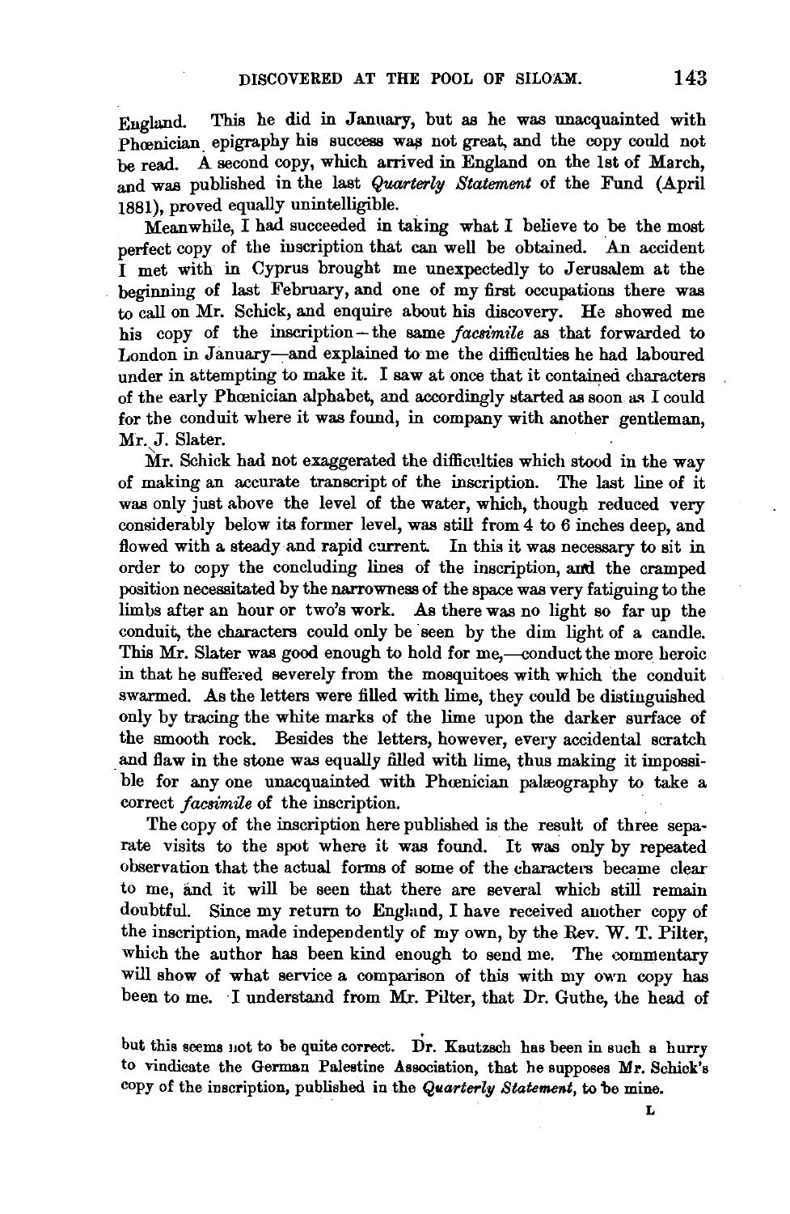England. This he did in January, but as he was unacquainted with Phœnician epigraphy his success was not great, and the copy could not be read. A second copy, which arrived in England on the 1st of March, and was published in the last *Quarterly Statement* of the Fund (April 1881), proved equally unintelligible.

Meanwhile, I had succeeded in taking what I believe to be the most perfect copy of the inscription that can well be obtained. An accident I met with in Cyprus brought me unexpectedly to Jerusalem at the beginning of last February, and one of my first occupations there was to call on Mr. Schick, and enquire about his discovery. He showed me his copy of the inscription—the same *facsimile* as that forwarded to London in January—and explained to me the difficulties he had laboured under in attempting to make it. I saw at once that it contained characters of the early Phœnician alphabet, and accordingly started as soon as I could for the conduit where it was found, in company with another gentleman, Mr. J. Slater.

Mr. Schick had not exaggerated the difficulties which stood in the way of making an accurate transcript of the inscription. The last line of it was only just above the level of the water, which, though reduced very considerably below its former level, was still from 4 to 6 inches deep, and flowed with a steady and rapid current. In this it was necessary to sit in order to copy the concluding lines of the inscription, and the cramped position necessitated by the narrowness of the space was very fatiguing to the limbs after an hour or two's work. As there was no light so far up the conduit, the characters could only be seen by the dim light of a candle. This Mr. Slater was good enough to hold for me,—conduct the more heroic in that he suffered severely from the mosquitoes with which the conduit swarmed. As the letters were filled with lime, they could be distinguished only by tracing the white marks of the lime upon the darker surface of the smooth rock. Besides the letters, however, every accidental scratch and flaw in the stone was equally filled with lime, thus making it impossible for any one unacquainted with Phœnician palæography to take a correct *facsimile* of the inscription.

The copy of the inscription here published is the result of three separate visits to the spot where it was found. It was only by repeated observation that the actual forms of some of the characters became clear to me, and it will be seen that there are several which still remain doubtful. Since my return to England, I have received another copy of the inscription, made independently of my own, by the Rev. W. T. Pilter, which the author has been kind enough to send me. The commentary will show of what service a comparison of this with my own copy has been to me. I understand from Mr. Pilter, that Dr. Guthe, the head of

but this seems not to be quite correct. Dr. Kautzsch has been in such a hurry to vindicate the German Palestine Association, that he supposes Mr. Schick's copy of the inscription, published in the *Quarterly Statement*, to be mine.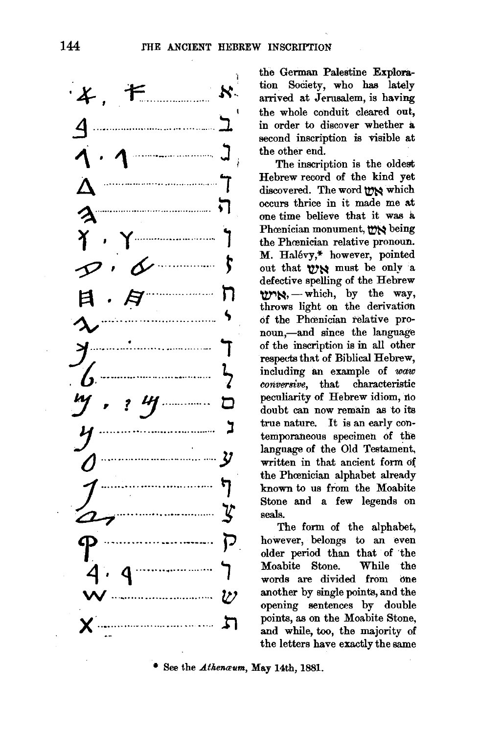| Siloam forms | Hebrew |
|---|---|
| 𐤀 , 𐤀 | א |
| 𐤁 | ב |
| 𐤂 · 𐤂 | ג |
| 𐤃 | ד |
| 𐤄 | ה |
| 𐤅 · 𐤅 | ו |
| 𐤆 · 𐤆 | ז |
| 𐤇 · 𐤇 | ח |
| 𐤉 | י |
| 𐤊 | ך |
| 𐤋 | ל |
| 𐤌 · ? 𐤌 | ם |
| 𐤍 | נ |
| 𐤏 | ע |
| 𐤐 | ף |
| 𐤑 | ץ |
| 𐤒 | ק |
| 𐤓 · 𐤓 | ר |
| 𐤔 | ש |
| 𐤕 | ת |

the German Palestine Exploration Society, who has lately arrived at Jerusalem, is having the whole conduit cleared out, in order to discover whether a second inscription is visible at the other end.

The inscription is the oldest Hebrew record of the kind yet discovered. The word אש which occurs thrice in it made me at one time believe that it was a Phœnician monument, אש being the Phœnician relative pronoun. M. Halévy,* however, pointed out that אש must be only a defective spelling of the Hebrew איש,—which, by the way, throws light on the derivation of the Phœnician relative pronoun,—and since the language of the inscription is in all other respects that of Biblical Hebrew, including an example of *waw conversive*, that characteristic peculiarity of Hebrew idiom, no doubt can now remain as to its true nature. It is an early contemporaneous specimen of the language of the Old Testament, written in that ancient form of the Phœnician alphabet already known to us from the Moabite Stone and a few legends on seals.

The form of the alphabet, however, belongs to an even older period than that of the Moabite Stone. While the words are divided from one another by single points, and the opening sentences by double points, as on the Moabite Stone, and while, too, the majority of the letters have exactly the same

* See the *Athenæum*, May 14th, 1881.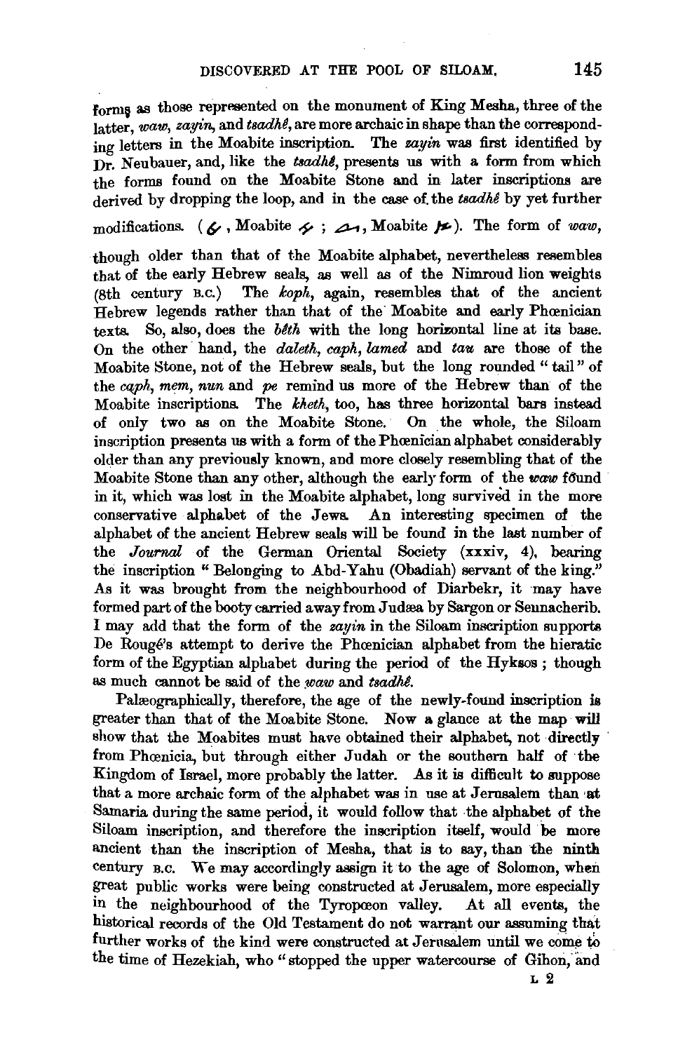forms as those represented on the monument of King Mesha, three of the latter, *waw*, *zayin*, and *tsadhê*, are more archaic in shape than the corresponding letters in the Moabite inscription. The *zayin* was first identified by Dr. Neubauer, and, like the *tsadhê*, presents us with a form from which the forms found on the Moabite Stone and in later inscriptions are derived by dropping the loop, and in the case of the *tsadhê* by yet further modifications. ( , Moabite ; , Moabite ). The form of *waw*, though older than that of the Moabite alphabet, nevertheless resembles that of the early Hebrew seals, as well as of the Nimroud lion weights (8th century B.C.) The *koph*, again, resembles that of the ancient Hebrew legends rather than that of the Moabite and early Phœnician texts. So, also, does the *bêth* with the long horizontal line at its base. On the other hand, the *daleth*, *caph*, *lamed* and *tau* are those of the Moabite Stone, not of the Hebrew seals, but the long rounded "tail" of the *caph*, *mem*, *nun* and *pe* remind us more of the Hebrew than of the Moabite inscriptions. The *kheth*, too, has three horizontal bars instead of only two as on the Moabite Stone. On the whole, the Siloam inscription presents us with a form of the Phœnician alphabet considerably older than any previously known, and more closely resembling that of the Moabite Stone than any other, although the early form of the *waw* found in it, which was lost in the Moabite alphabet, long survived in the more conservative alphabet of the Jews. An interesting specimen of the alphabet of the ancient Hebrew seals will be found in the last number of the *Journal* of the German Oriental Society (xxxiv, 4), bearing the inscription "Belonging to Abd-Yahu (Obadiah) servant of the king." As it was brought from the neighbourhood of Diarbekr, it may have formed part of the booty carried away from Judæa by Sargon or Sennacherib. I may add that the form of the *zayin* in the Siloam inscription supports De Rougé's attempt to derive the Phœnician alphabet from the hieratic form of the Egyptian alphabet during the period of the Hyksos; though as much cannot be said of the *waw* and *tsadhê*.

Palæographically, therefore, the age of the newly-found inscription is greater than that of the Moabite Stone. Now a glance at the map will show that the Moabites must have obtained their alphabet, not directly from Phœnicia, but through either Judah or the southern half of the Kingdom of Israel, more probably the latter. As it is difficult to suppose that a more archaic form of the alphabet was in use at Jerusalem than at Samaria during the same period, it would follow that the alphabet of the Siloam inscription, and therefore the inscription itself, would be more ancient than the inscription of Mesha, that is to say, than the ninth century B.C. We may accordingly assign it to the age of Solomon, when great public works were being constructed at Jerusalem, more especially in the neighbourhood of the Tyropœon valley. At all events, the historical records of the Old Testament do not warrant our assuming that further works of the kind were constructed at Jerusalem until we come to the time of Hezekiah, who "stopped the upper watercourse of Gihon, and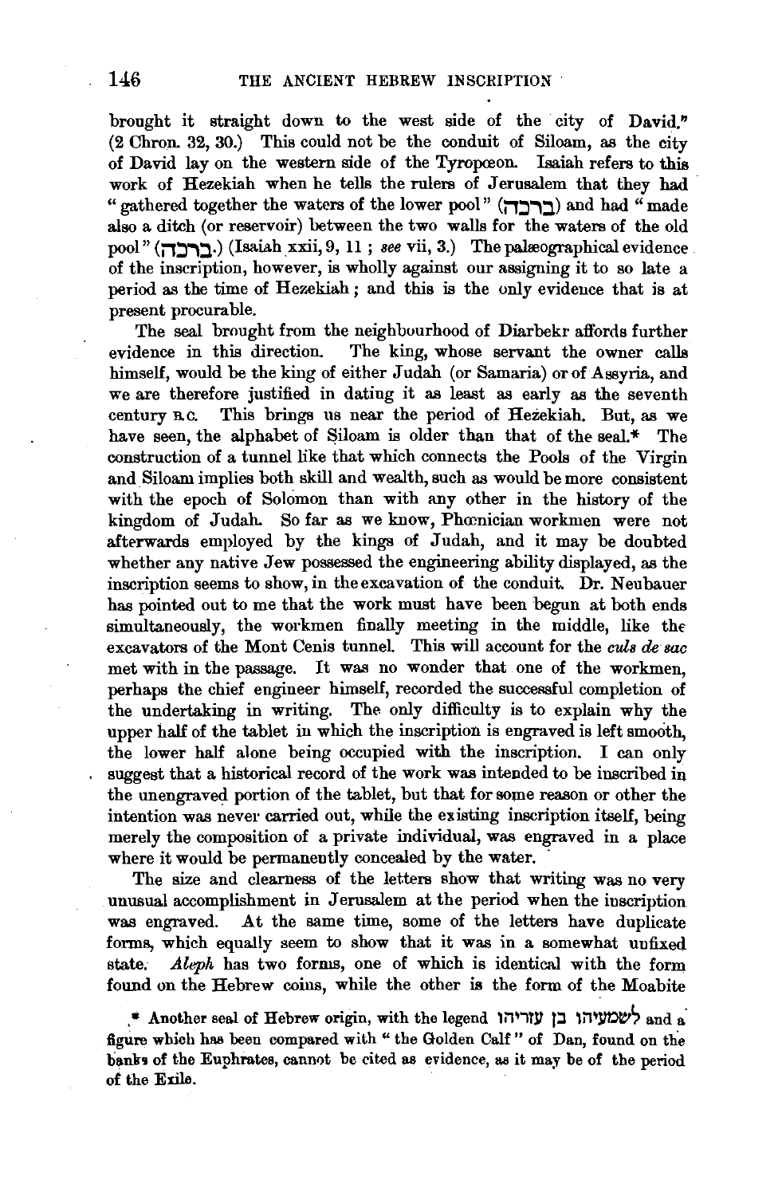brought it straight down to the west side of the city of David." (2 Chron. 32, 30.) This could not be the conduit of Siloam, as the city of David lay on the western side of the Tyropœon. Isaiah refers to this work of Hezekiah when he tells the rulers of Jerusalem that they had "gathered together the waters of the lower pool" (ברכה) and had "made also a ditch (or reservoir) between the two walls for the waters of the old pool" (ברכה.) (Isaiah xxii, 9, 11 ; *see* vii, 3.) The palæographical evidence of the inscription, however, is wholly against our assigning it to so late a period as the time of Hezekiah; and this is the only evidence that is at present procurable.

The seal brought from the neighbourhood of Diarbekr affords further evidence in this direction. The king, whose servant the owner calls himself, would be the king of either Judah (or Samaria) or of Assyria, and we are therefore justified in dating it as least as early as the seventh century B.C. This brings us near the period of Hezekiah. But, as we have seen, the alphabet of Siloam is older than that of the seal.* The construction of a tunnel like that which connects the Pools of the Virgin and Siloam implies both skill and wealth, such as would be more consistent with the epoch of Solomon than with any other in the history of the kingdom of Judah. So far as we know, Phœnician workmen were not afterwards employed by the kings of Judah, and it may be doubted whether any native Jew possessed the engineering ability displayed, as the inscription seems to show, in the excavation of the conduit. Dr. Neubauer has pointed out to me that the work must have been begun at both ends simultaneously, the workmen finally meeting in the middle, like the excavators of the Mont Cenis tunnel. This will account for the *culs de sac* met with in the passage. It was no wonder that one of the workmen, perhaps the chief engineer himself, recorded the successful completion of the undertaking in writing. The only difficulty is to explain why the upper half of the tablet in which the inscription is engraved is left smooth, the lower half alone being occupied with the inscription. I can only suggest that a historical record of the work was intended to be inscribed in the unengraved portion of the tablet, but that for some reason or other the intention was never carried out, while the existing inscription itself, being merely the composition of a private individual, was engraved in a place where it would be permanently concealed by the water.

The size and clearness of the letters show that writing was no very unusual accomplishment in Jerusalem at the period when the inscription was engraved. At the same time, some of the letters have duplicate forms, which equally seem to show that it was in a somewhat unfixed state. *Aleph* has two forms, one of which is identical with the form found on the Hebrew coins, while the other is the form of the Moabite

\* Another seal of Hebrew origin, with the legend לשמעיהו בן עזריהו and a figure which has been compared with "the Golden Calf" of Dan, found on the banks of the Euphrates, cannot be cited as evidence, as it may be of the period of the Exile.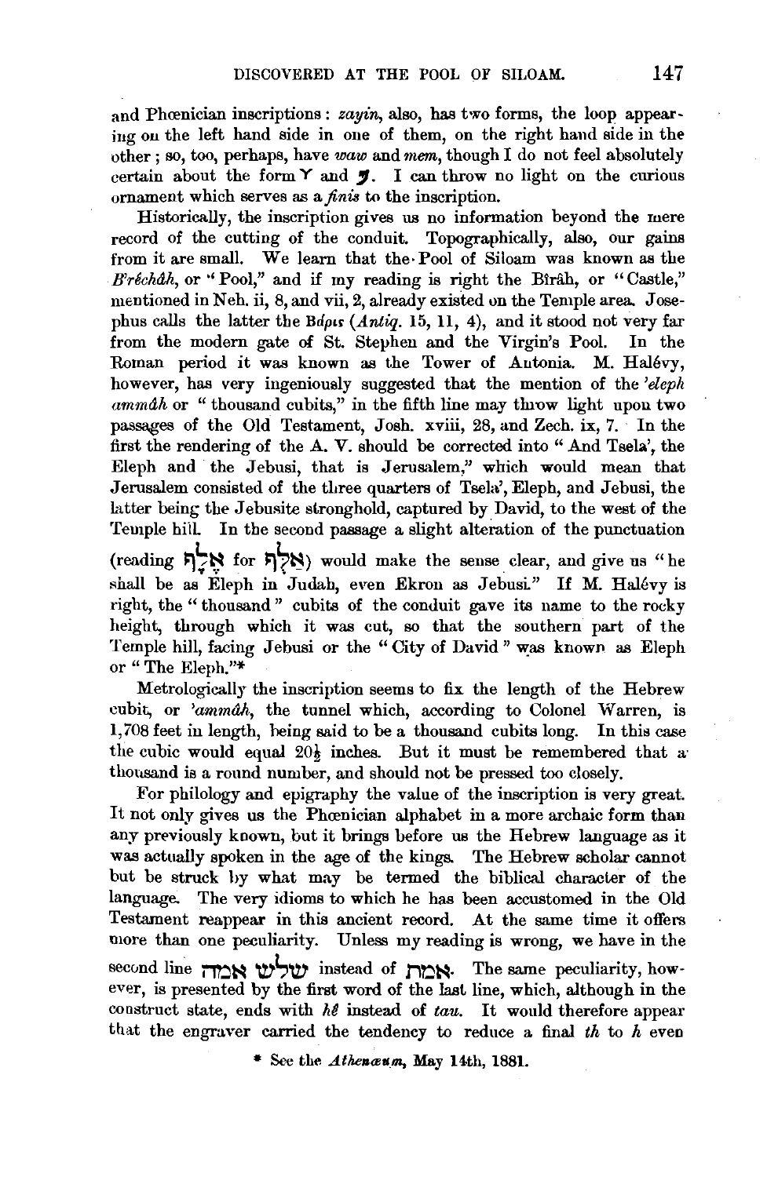and Phœnician inscriptions: *zayin*, also, has two forms, the loop appearing on the left hand side in one of them, on the right hand side in the other; so, too, perhaps, have *waw* and *mem*, though I do not feel absolutely certain about the form Y and 𐤌. I can throw no light on the curious ornament which serves as a *finis* to the inscription.

Historically, the inscription gives us no information beyond the mere record of the cutting of the conduit. Topographically, also, our gains from it are small. We learn that the Pool of Siloam was known as the *B'rêchâh*, or "Pool," and if my reading is right the Bîrâh, or "Castle," mentioned in Neh. ii, 8, and vii, 2, already existed on the Temple area. Josephus calls the latter the Βάρις (*Antiq.* 15, 11, 4), and it stood not very far from the modern gate of St. Stephen and the Virgin's Pool. In the Roman period it was known as the Tower of Antonia. M. Halévy, however, has very ingeniously suggested that the mention of the *'eleph ammâh* or "thousand cubits," in the fifth line may throw light upon two passages of the Old Testament, Josh. xviii, 28, and Zech. ix, 7. In the first the rendering of the A. V. should be corrected into "And Tsela', the Eleph and the Jebusi, that is Jerusalem," which would mean that Jerusalem consisted of the three quarters of Tsela', Eleph, and Jebusi, the latter being the Jebusite stronghold, captured by David, to the west of the Temple hill. In the second passage a slight alteration of the punctuation (reading אֶלֶף for אַלֻּף) would make the sense clear, and give us "he shall be as Eleph in Judah, even Ekron as Jebusi." If M. Halévy is right, the "thousand" cubits of the conduit gave its name to the rocky height, through which it was cut, so that the southern part of the Temple hill, facing Jebusi or the "City of David" was known as Eleph or "The Eleph."*

Metrologically the inscription seems to fix the length of the Hebrew cubit, or *'ammâh*, the tunnel which, according to Colonel Warren, is 1,708 feet in length, being said to be a thousand cubits long. In this case the cubic would equal 20½ inches. But it must be remembered that a thousand is a round number, and should not be pressed too closely.

For philology and epigraphy the value of the inscription is very great. It not only gives us the Phœnician alphabet in a more archaic form than any previously known, but it brings before us the Hebrew language as it was actually spoken in the age of the kings. The Hebrew scholar cannot but be struck by what may be termed the biblical character of the language. The very idioms to which he has been accustomed in the Old Testament reappear in this ancient record. At the same time it offers more than one peculiarity. Unless my reading is wrong, we have in the second line שלש אמה instead of אמת. The same peculiarity, however, is presented by the first word of the last line, which, although in the construct state, ends with *hê* instead of *tau*. It would therefore appear that the engraver carried the tendency to reduce a final *th* to *h* even

\* See the *Athenæum*, May 14th, 1881.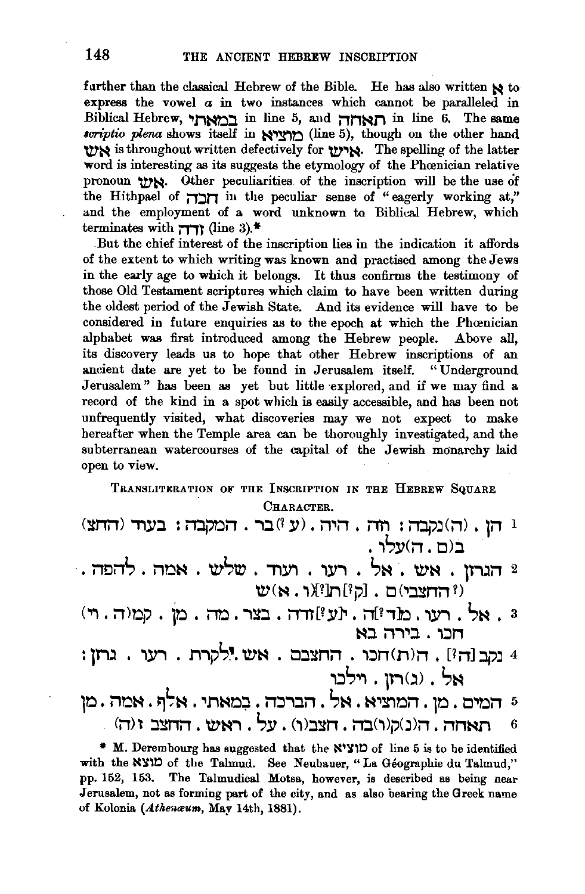further than the classical Hebrew of the Bible. He has also written א to express the vowel *a* in two instances which cannot be paralleled in Biblical Hebrew, במאתי in line 5, and תאחה in line 6. The same *scriptio plena* shows itself in מוציא (line 5), though on the other hand אש is throughout written defectively for איש. The spelling of the latter word is interesting as its suggests the etymology of the Phœnician relative pronoun אש. Other peculiarities of the inscription will be the use of the Hithpael of חכה in the peculiar sense of "eagerly working at," and the employment of a word unknown to Biblical Hebrew, which terminates with זדה (line 3).*

But the chief interest of the inscription lies in the indication it affords of the extent to which writing was known and practised among the Jews in the early age to which it belongs. It thus confirms the testimony of those Old Testament scriptures which claim to have been written during the oldest period of the Jewish State. And its evidence will have to be considered in future enquiries as to the epoch at which the Phœnician alphabet was first introduced among the Hebrew people. Above all, its discovery leads us to hope that other Hebrew inscriptions of an ancient date are yet to be found in Jerusalem itself. "Underground Jerusalem" has been as yet but little explored, and if we may find a record of the kind in a spot which is easily accessible, and has been not unfrequently visited, what discoveries may we not expect to make hereafter when the Temple area can be thoroughly investigated, and the subterranean watercourses of the capital of the Jewish monarchy laid open to view.

Transliteration of the Inscription in the Hebrew Square Character.

1 הן . (ה)נקבה : וזה . היה . (ע?)בר . המקבה : בעוד (החצ) ב(ם . ה)עלו .

2 הגרזן . אש . אל . רעו . ועוד . שלש . אמה . להפה . (?החצבי)ם . [ק?]ת[?](ו . א)ש

3 . אל . רעו . מ[ד?]ה . ת[ע?]זדה . בצר . מה . מן . קמ(ה . וי) חכו . בירה בא

4 נקב[ה?] . ה(ת)חכו . החצבם . אש ?לקרת . רעו . גרזן : אל . (ג)רזן . וילכו

5 המים . מן . המוציא . אל . הברכה . במאתי . אלף . אמה . מן

6 תאחה . ה(נ)ק(ו)בה . חצב(ו) . על . ראש . החצב ז(ה)

\* M. Derembourg has suggested that the מוציא of line 5 is to be identified with the מוצא of the Talmud. See Neubauer, "La Géographie du Talmud," pp. 152, 153. The Talmudical Motsa, however, is described as being near Jerusalem, not as forming part of the city, and as also bearing the Greek name of Kolonia (*Athenæum*, May 14th, 1881).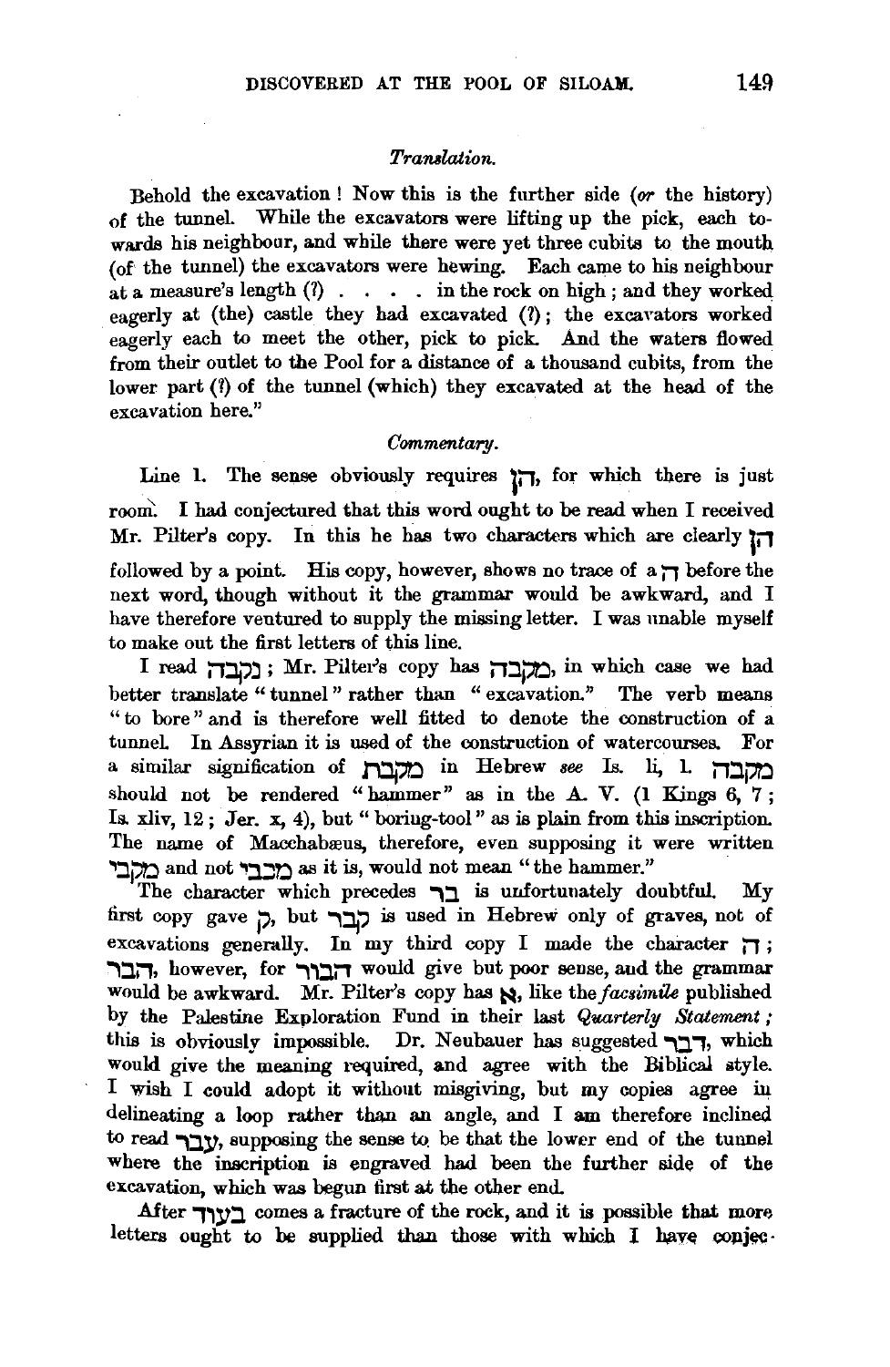*Translation.*

Behold the excavation! Now this is the further side (*or* the history) of the tunnel. While the excavators were lifting up the pick, each towards his neighbour, and while there were yet three cubits to the mouth (of the tunnel) the excavators were hewing. Each came to his neighbour at a measure's length (?) . . . . in the rock on high; and they worked eagerly at (the) castle they had excavated (?); the excavators worked eagerly each to meet the other, pick to pick. And the waters flowed from their outlet to the Pool for a distance of a thousand cubits, from the lower part (?) of the tunnel (which) they excavated at the head of the excavation here."

*Commentary.*

Line 1. The sense obviously requires הֵן, for which there is just room. I had conjectured that this word ought to be read when I received Mr. Pilter's copy. In this he has two characters which are clearly הֵן followed by a point. His copy, however, shows no trace of a ה before the next word, though without it the grammar would be awkward, and I have therefore ventured to supply the missing letter. I was unable myself to make out the first letters of this line.

I read נקבה; Mr. Pilter's copy has מַקָּבָה, in which case we had better translate "tunnel" rather than "excavation." The verb means "to bore" and is therefore well fitted to denote the construction of a tunnel. In Assyrian it is used of the construction of watercourses. For a similar signification of מקבת in Hebrew *see* Is. li, 1. מקבה should not be rendered "hammer" as in the A. V. (1 Kings 6, 7; Is. xliv, 12; Jer. x, 4), but "boring-tool" as is plain from this inscription. The name of Macchabæus, therefore, even supposing it were written מקבי and not מכבי as it is, would not mean "the hammer."

The character which precedes בר is unfortunately doubtful. My first copy gave ק, but קבר is used in Hebrew only of graves, not of excavations generally. In my third copy I made the character ה; הבר, however, for הבור would give but poor sense, and the grammar would be awkward. Mr. Pilter's copy has א, like the *facsimile* published by the Palestine Exploration Fund in their last *Quarterly Statement*; this is obviously impossible. Dr. Neubauer has suggested דבר, which would give the meaning required, and agree with the Biblical style. I wish I could adopt it without misgiving, but my copies agree in delineating a loop rather than an angle, and I am therefore inclined to read עבר, supposing the sense to be that the lower end of the tunnel where the inscription is engraved had been the further side of the excavation, which was begun first at the other end.

After בעוד comes a fracture of the rock, and it is possible that more letters ought to be supplied than those with which I have conjec-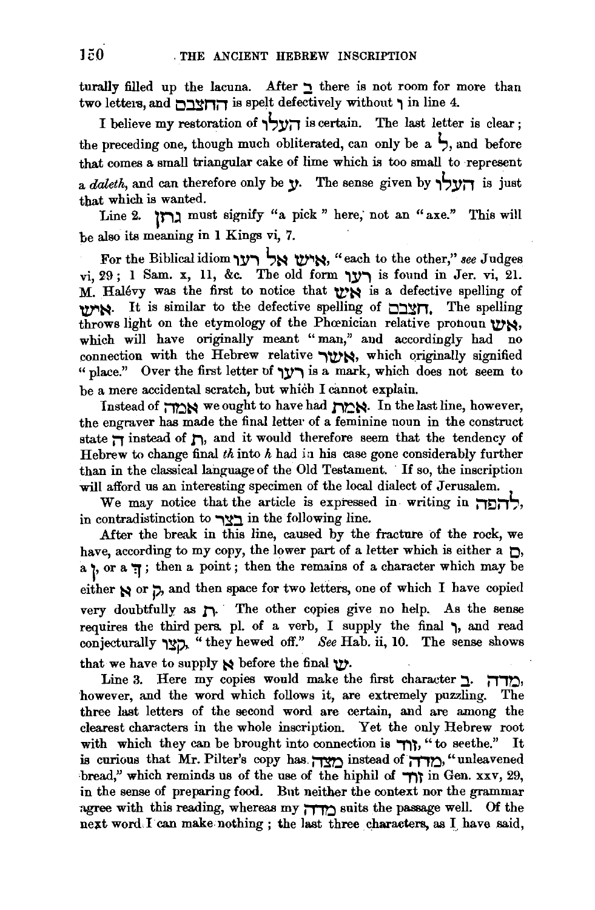turally filled up the lacuna. After ב there is not room for more than two letters, and החצבם is spelt defectively without ו in line 4.

I believe my restoration of העלו is certain. The last letter is clear; the preceding one, though much obliterated, can only be a ל, and before that comes a small triangular cake of lime which is too small to represent a *daleth*, and can therefore only be ע. The sense given by העלו is just that which is wanted.

Line 2. גרזן must signify "a pick" here, not an "axe." This will be also its meaning in 1 Kings vi, 7.

For the Biblical idiom איש אל רעו, "each to the other," *see* Judges vi, 29; 1 Sam. x, 11, &c. The old form רעו is found in Jer. vi, 21. M. Halévy was the first to notice that אש is a defective spelling of איש. It is similar to the defective spelling of חצבם. The spelling throws light on the etymology of the Phœnician relative pronoun אש, which will have originally meant "man," and accordingly had no connection with the Hebrew relative אשר, which originally signified "place." Over the first letter of רעו is a mark, which does not seem to be a mere accidental scratch, but which I cannot explain.

Instead of אמה we ought to have had אמת. In the last line, however, the engraver has made the final letter of a feminine noun in the construct state ה instead of ת, and it would therefore seem that the tendency of Hebrew to change final *th* into *h* had in his case gone considerably further than in the classical language of the Old Testament. If so, the inscription will afford us an interesting specimen of the local dialect of Jerusalem.

We may notice that the article is expressed in writing in להפה, in contradistinction to בצר in the following line.

After the break in this line, caused by the fracture of the rock, we have, according to my copy, the lower part of a letter which is either a כ, a ן, or a ך; then a point; then the remains of a character which may be either א or ק, and then space for two letters, one of which I have copied very doubtfully as ת. The other copies give no help. As the sense requires the third pers. pl. of a verb, I supply the final ו, and read conjecturally קצו, "they hewed off." *See* Hab. ii, 10. The sense shows that we have to supply א before the final ש.

Line 3. Here my copies would make the first character ב. מדה, however, and the word which follows it, are extremely puzzling. The three last letters of the second word are certain, and are among the clearest characters in the whole inscription. Yet the only Hebrew root with which they can be brought into connection is זוד, "to seethe." It is curious that Mr. Pilter's copy has מצה instead of מדה, "unleavened bread," which reminds us of the use of the hiphil of זוד in Gen. xxv, 29, in the sense of preparing food. But neither the context nor the grammar agree with this reading, whereas my מדה suits the passage well. Of the next word I can make nothing; the last three characters, as I have said,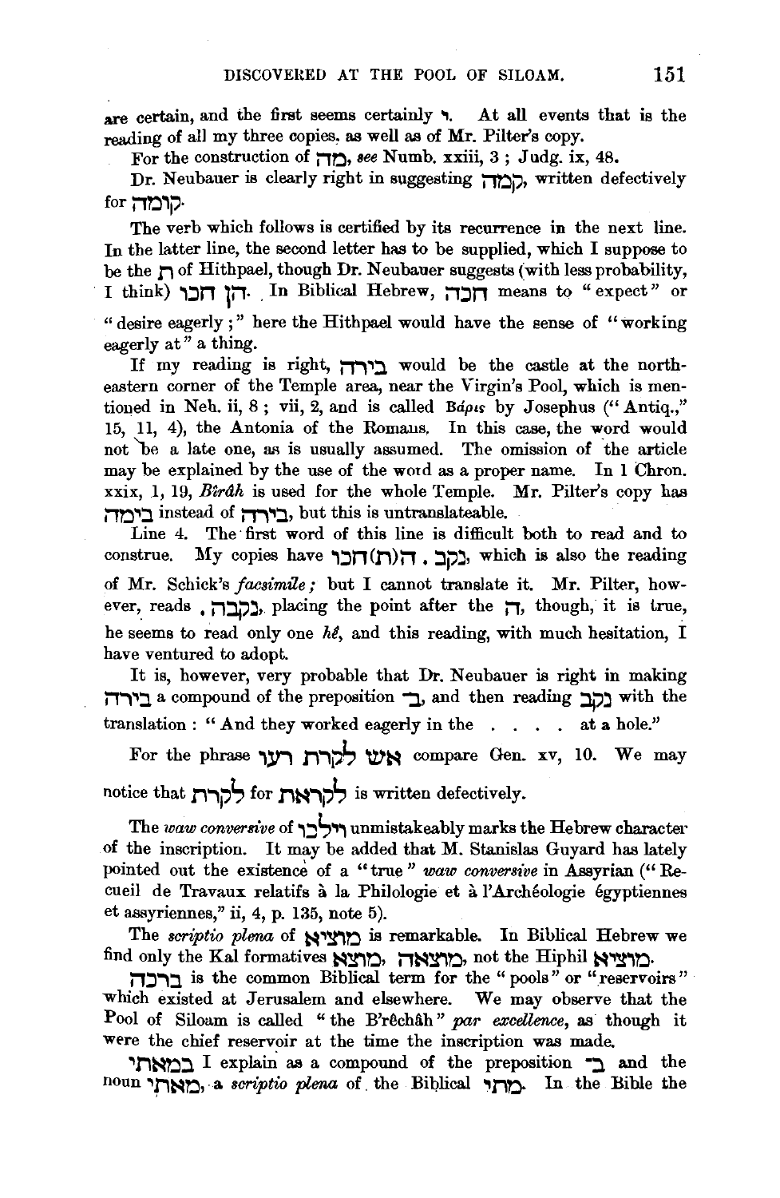are certain, and the first seems certainly ו. At all events that is the reading of all my three copies, as well as of Mr. Pilter's copy.

For the construction of מה, *see* Numb. xxiii, 3; Judg. ix, 48.

Dr. Neubauer is clearly right in suggesting קמה, written defectively for קומה.

The verb which follows is certified by its recurrence in the next line. In the latter line, the second letter has to be supplied, which I suppose to be the ת of Hithpael, though Dr. Neubauer suggests (with less probability, I think) הן חכו. In Biblical Hebrew, חכה means to "expect" or "desire eagerly;" here the Hithpael would have the sense of "working eagerly at" a thing.

If my reading is right, בירה would be the castle at the north-eastern corner of the Temple area, near the Virgin's Pool, which is mentioned in Neh. ii, 8; vii, 2, and is called Βάρις by Josephus ("Antiq.," 15, 11, 4), the Antonia of the Romans. In this case, the word would not be a late one, as is usually assumed. The omission of the article may be explained by the use of the word as a proper name. In 1 Chron. xxix, 1, 19, *Bîrâh* is used for the whole Temple. Mr. Pilter's copy has בימה instead of בירה, but this is untranslateable.

Line 4. The first word of this line is difficult both to read and to construe. My copies have נקב . ה(ת)חכו, which is also the reading of Mr. Schick's *facsimile;* but I cannot translate it. Mr. Pilter, however, reads נקבה ., placing the point after the ה, though, it is true, he seems to read only one *hê*, and this reading, with much hesitation, I have ventured to adopt.

It is, however, very probable that Dr. Neubauer is right in making בירה a compound of the preposition ב, and then reading נקב with the translation: "And they worked eagerly in the . . . . at a hole."

For the phrase איש לקרת רעו compare Gen. xv, 10. We may notice that לקרת for לקראת is written defectively.

The *waw conversive* of וילכו unmistakeably marks the Hebrew character of the inscription. It may be added that M. Stanislas Guyard has lately pointed out the existence of a "true" *waw conversive* in Assyrian ("Recueil de Travaux relatifs à la Philologie et à l'Archéologie égyptiennes et assyriennes," ii, 4, p. 135, note 5).

The *scriptio plena* of מוציא is remarkable. In Biblical Hebrew we find only the Kal formatives מוצא, מוצאה, not the Hiphil מוציא.

ברכה is the common Biblical term for the "pools" or "reservoirs" which existed at Jerusalem and elsewhere. We may observe that the Pool of Siloam is called "the B'rêchâh" *par excellence*, as though it were the chief reservoir at the time the inscription was made.

במאתי I explain as a compound of the preposition ב and the noun מאתי, a *scriptio plena* of the Biblical מתי. In the Bible the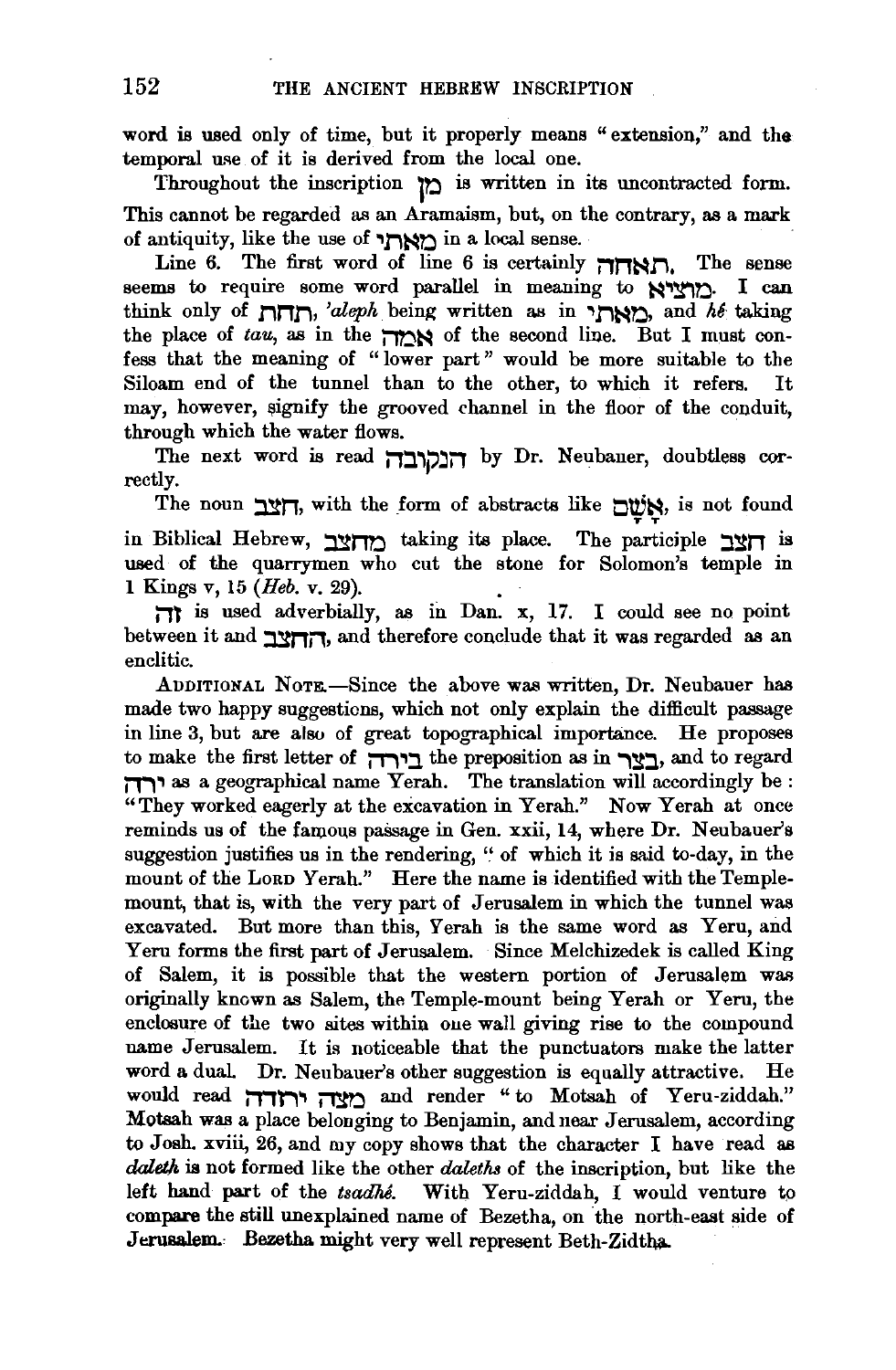word is used only of time, but it properly means "extension," and the temporal use of it is derived from the local one.

Throughout the inscription מן is written in its uncontracted form. This cannot be regarded as an Aramaism, but, on the contrary, as a mark of antiquity, like the use of מאתי in a local sense.

Line 6. The first word of line 6 is certainly תאחה. The sense seems to require some word parallel in meaning to מוציא. I can think only of תחת, *'aleph* being written as in מאתי, and *hé* taking the place of *tau*, as in the אמה of the second line. But I must confess that the meaning of "lower part" would be more suitable to the Siloam end of the tunnel than to the other, to which it refers. It may, however, signify the grooved channel in the floor of the conduit, through which the water flows.

The next word is read הנקבה by Dr. Neubauer, doubtless correctly.

The noun חצב, with the form of abstracts like אָשָׁם, is not found in Biblical Hebrew, מחצב taking its place. The participle חצב is used of the quarrymen who cut the stone for Solomon's temple in 1 Kings v, 15 (*Heb.* v. 29).

זה is used adverbially, as in Dan. x, 17. I could see no point between it and החצב, and therefore conclude that it was regarded as an enclitic.

ADDITIONAL NOTE.—Since the above was written, Dr. Neubauer has made two happy suggestions, which not only explain the difficult passage in line 3, but are also of great topographical importance. He proposes to make the first letter of בירח the preposition as in בצר, and to regard ירח as a geographical name Yerah. The translation will accordingly be: "They worked eagerly at the excavation in Yerah." Now Yerah at once reminds us of the famous passage in Gen. xxii, 14, where Dr. Neubauer's suggestion justifies us in the rendering, "of which it is said to-day, in the mount of the LORD Yerah." Here the name is identified with the Temple-mount, that is, with the very part of Jerusalem in which the tunnel was excavated. But more than this, Yerah is the same word as Yeru, and Yeru forms the first part of Jerusalem. Since Melchizedek is called King of Salem, it is possible that the western portion of Jerusalem was originally known as Salem, the Temple-mount being Yerah or Yeru, the enclosure of the two sites within one wall giving rise to the compound name Jerusalem. It is noticeable that the punctuators make the latter word a dual. Dr. Neubauer's other suggestion is equally attractive. He would read מצה ירודה and render "to Motsah of Yeru-ziddah." Motsah was a place belonging to Benjamin, and near Jerusalem, according to Josh. xviii, 26, and my copy shows that the character I have read as *daleth* is not formed like the other *daleths* of the inscription, but like the left hand part of the *tsadhé*. With Yeru-ziddah, I would venture to compare the still unexplained name of Bezetha, on the north-east side of Jerusalem. Bezetha might very well represent Beth-Zidtha.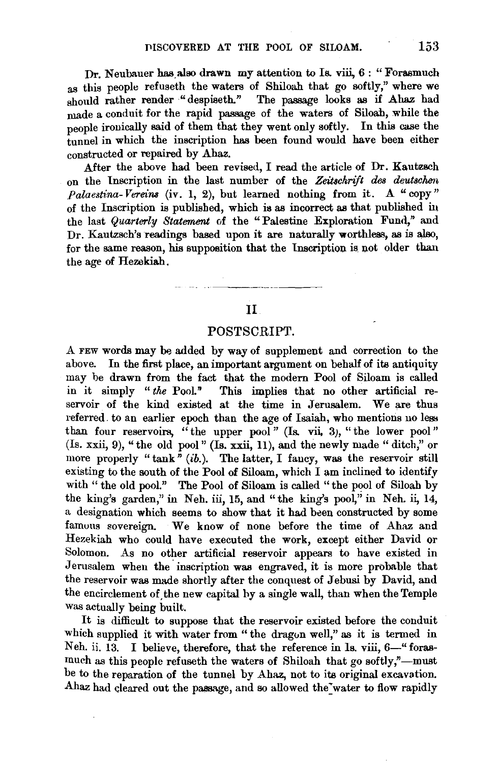Dr. Neubauer has also drawn my attention to Is. viii, 6: "Forasmuch as this people refuseth the waters of Shiloah that go softly," where we should rather render "despiseth." The passage looks as if Ahaz had made a conduit for the rapid passage of the waters of Siloah, while the people ironically said of them that they went only softly. In this case the tunnel in which the inscription has been found would have been either constructed or repaired by Ahaz.

After the above had been revised, I read the article of Dr. Kautzsch on the Inscription in the last number of the *Zeitschrift des deutschen Palaestina-Vereins* (iv. 1, 2), but learned nothing from it. A "copy" of the Inscription is published, which is as incorrect as that published in the last *Quarterly Statement* of the "Palestine Exploration Fund," and Dr. Kautzsch's readings based upon it are naturally worthless, as is also, for the same reason, his supposition that the Inscription is not older than the age of Hezekiah.

---

## II

## POSTSCRIPT.

A FEW words may be added by way of supplement and correction to the above. In the first place, an important argument on behalf of its antiquity may be drawn from the fact that the modern Pool of Siloam is called in it simply "*the* Pool." This implies that no other artificial reservoir of the kind existed at the time in Jerusalem. We are thus referred to an earlier epoch than the age of Isaiah, who mentions no less than four reservoirs, "the upper pool" (Is. vii, 3), "the lower pool" (Is. xxii, 9), "the old pool" (Is. xxii, 11), and the newly made "ditch," or more properly "tank" (*ib.*). The latter, I fancy, was the reservoir still existing to the south of the Pool of Siloam, which I am inclined to identify with "the old pool." The Pool of Siloam is called "the pool of Siloah by the king's garden," in Neh. iii, 15, and "the king's pool," in Neh. ii, 14, a designation which seems to show that it had been constructed by some famous sovereign. We know of none before the time of Ahaz and Hezekiah who could have executed the work, except either David or Solomon. As no other artificial reservoir appears to have existed in Jerusalem when the inscription was engraved, it is more probable that the reservoir was made shortly after the conquest of Jebusi by David, and the encirclement of the new capital by a single wall, than when the Temple was actually being built.

It is difficult to suppose that the reservoir existed before the conduit which supplied it with water from "the dragon well," as it is termed in Neh. ii. 13. I believe, therefore, that the reference in Is. viii, 6—"forasmuch as this people refuseth the waters of Shiloah that go softly,"—must be to the reparation of the tunnel by Ahaz, not to its original excavation. Ahaz had cleared out the passage, and so allowed the water to flow rapidly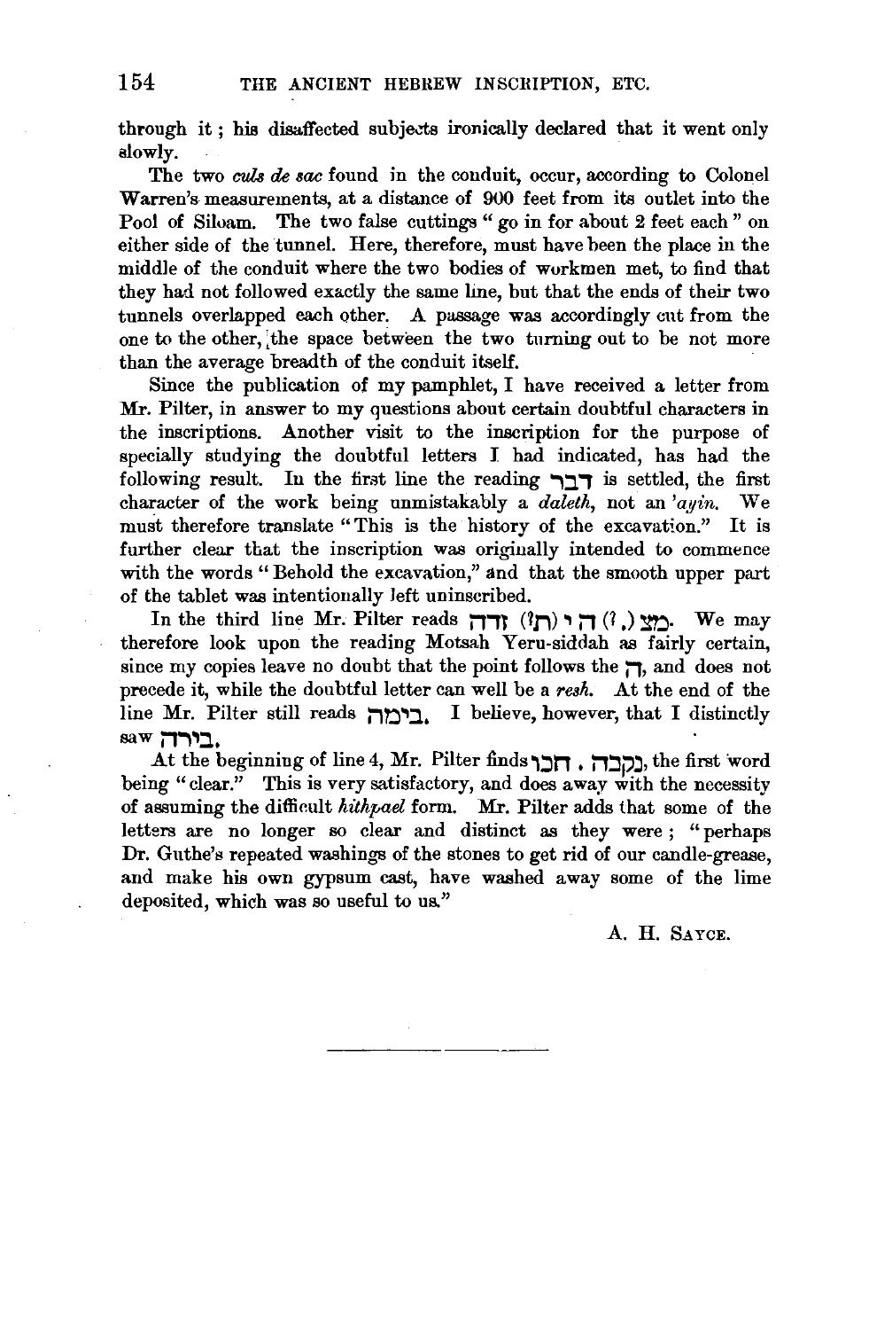through it; his disaffected subjects ironically declared that it went only slowly.

The two *culs de sac* found in the conduit, occur, according to Colonel Warren's measurements, at a distance of 900 feet from its outlet into the Pool of Siloam. The two false cuttings "go in for about 2 feet each" on either side of the tunnel. Here, therefore, must have been the place in the middle of the conduit where the two bodies of workmen met, to find that they had not followed exactly the same line, but that the ends of their two tunnels overlapped each other. A passage was accordingly cut from the one to the other, the space between the two turning out to be not more than the average breadth of the conduit itself.

Since the publication of my pamphlet, I have received a letter from Mr. Pilter, in answer to my questions about certain doubtful characters in the inscriptions. Another visit to the inscription for the purpose of specially studying the doubtful letters I had indicated, has had the following result. In the first line the reading דבר is settled, the first character of the work being unmistakably a *daleth*, not an *'ayin*. We must therefore translate "This is the history of the excavation." It is further clear that the inscription was originally intended to commence with the words "Behold the excavation," and that the smooth upper part of the tablet was intentionally left uninscribed.

In the third line Mr. Pilter reads מצ (?.) ה י (ח?) זדה. We may therefore look upon the reading Motsah Yeru-siddah as fairly certain, since my copies leave no doubt that the point follows the ה, and does not precede it, while the doubtful letter can well be a *resh*. At the end of the line Mr. Pilter still reads בימה. I believe, however, that I distinctly saw בירה.

At the beginning of line 4, Mr. Pilter finds נקבה . חכו, the first word being "clear." This is very satisfactory, and does away with the necessity of assuming the difficult *hithpael* form. Mr. Pilter adds that some of the letters are no longer so clear and distinct as they were; "perhaps Dr. Guthe's repeated washings of the stones to get rid of our candle-grease, and make his own gypsum cast, have washed away some of the lime deposited, which was so useful to us."

A. H. Sayce.